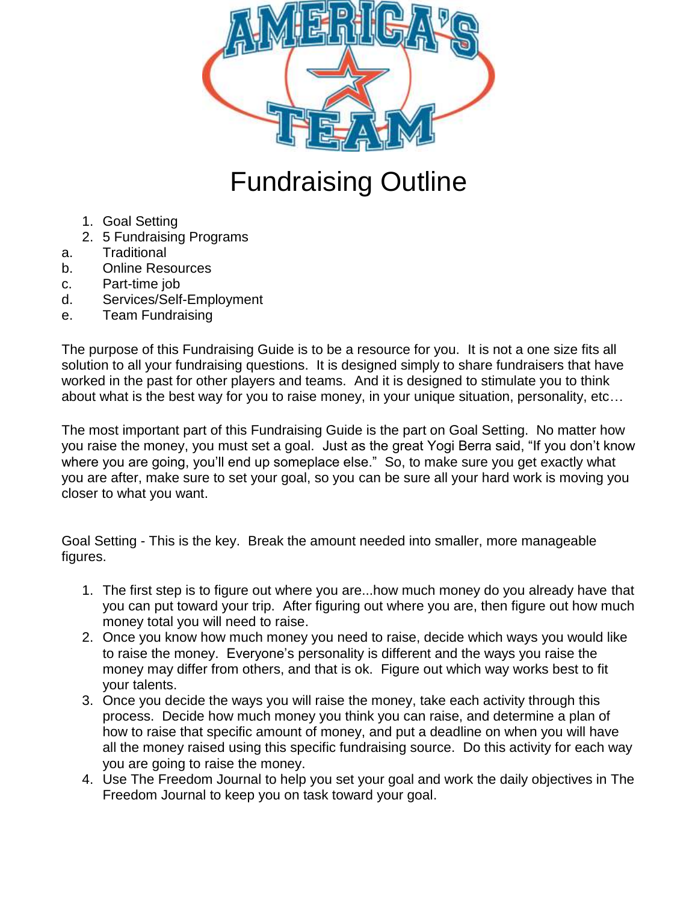# Fundraising Outline

1. Goal Setting
2. 5 Fundraising Programs

a. Traditional
b. Online Resources
c. Part-time job
d. Services/Self-Employment
e. Team Fundraising

The purpose of this Fundraising Guide is to be a resource for you. It is not a one size fits all solution to all your fundraising questions. It is designed simply to share fundraisers that have worked in the past for other players and teams. And it is designed to stimulate you to think about what is the best way for you to raise money, in your unique situation, personality, etc…

The most important part of this Fundraising Guide is the part on Goal Setting. No matter how you raise the money, you must set a goal. Just as the great Yogi Berra said, "If you don't know where you are going, you'll end up someplace else." So, to make sure you get exactly what you are after, make sure to set your goal, so you can be sure all your hard work is moving you closer to what you want.

Goal Setting - This is the key. Break the amount needed into smaller, more manageable figures.

1. The first step is to figure out where you are...how much money do you already have that you can put toward your trip. After figuring out where you are, then figure out how much money total you will need to raise.
2. Once you know how much money you need to raise, decide which ways you would like to raise the money. Everyone's personality is different and the ways you raise the money may differ from others, and that is ok. Figure out which way works best to fit your talents.
3. Once you decide the ways you will raise the money, take each activity through this process. Decide how much money you think you can raise, and determine a plan of how to raise that specific amount of money, and put a deadline on when you will have all the money raised using this specific fundraising source. Do this activity for each way you are going to raise the money.
4. Use The Freedom Journal to help you set your goal and work the daily objectives in The Freedom Journal to keep you on task toward your goal.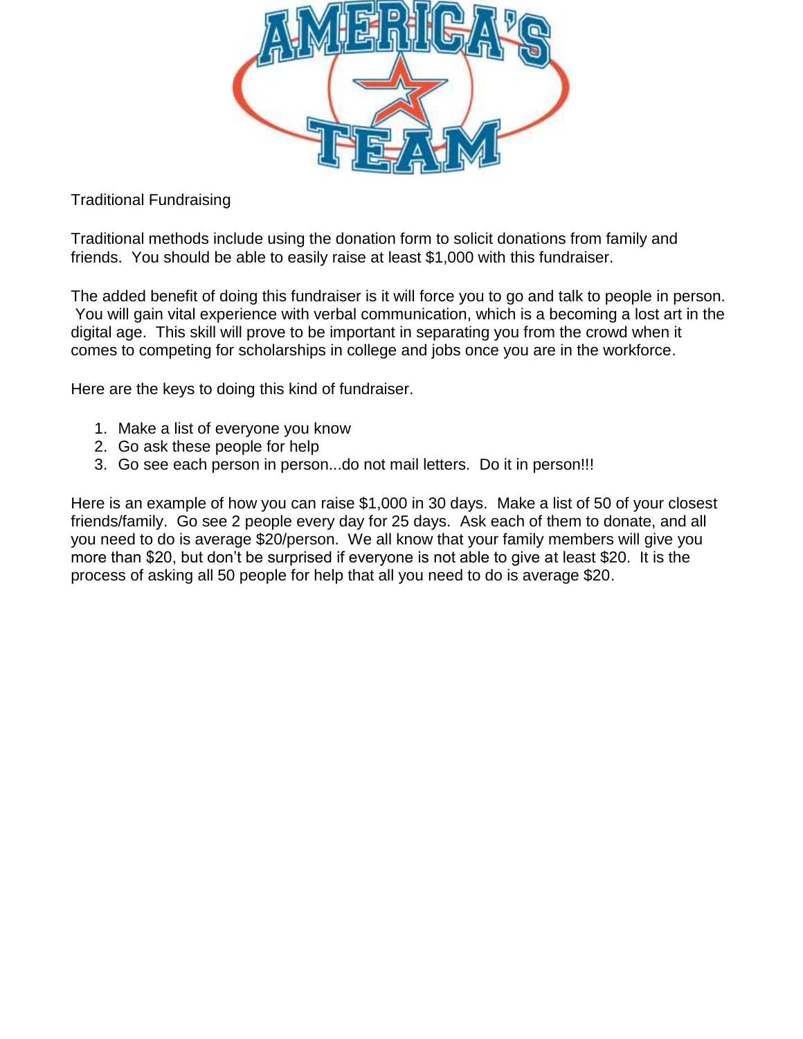Traditional Fundraising

Traditional methods include using the donation form to solicit donations from family and friends. You should be able to easily raise at least $1,000 with this fundraiser.

The added benefit of doing this fundraiser is it will force you to go and talk to people in person. You will gain vital experience with verbal communication, which is a becoming a lost art in the digital age. This skill will prove to be important in separating you from the crowd when it comes to competing for scholarships in college and jobs once you are in the workforce.

Here are the keys to doing this kind of fundraiser.

1. Make a list of everyone you know
2. Go ask these people for help
3. Go see each person in person...do not mail letters. Do it in person!!!

Here is an example of how you can raise $1,000 in 30 days. Make a list of 50 of your closest friends/family. Go see 2 people every day for 25 days. Ask each of them to donate, and all you need to do is average $20/person. We all know that your family members will give you more than $20, but don't be surprised if everyone is not able to give at least $20. It is the process of asking all 50 people for help that all you need to do is average $20.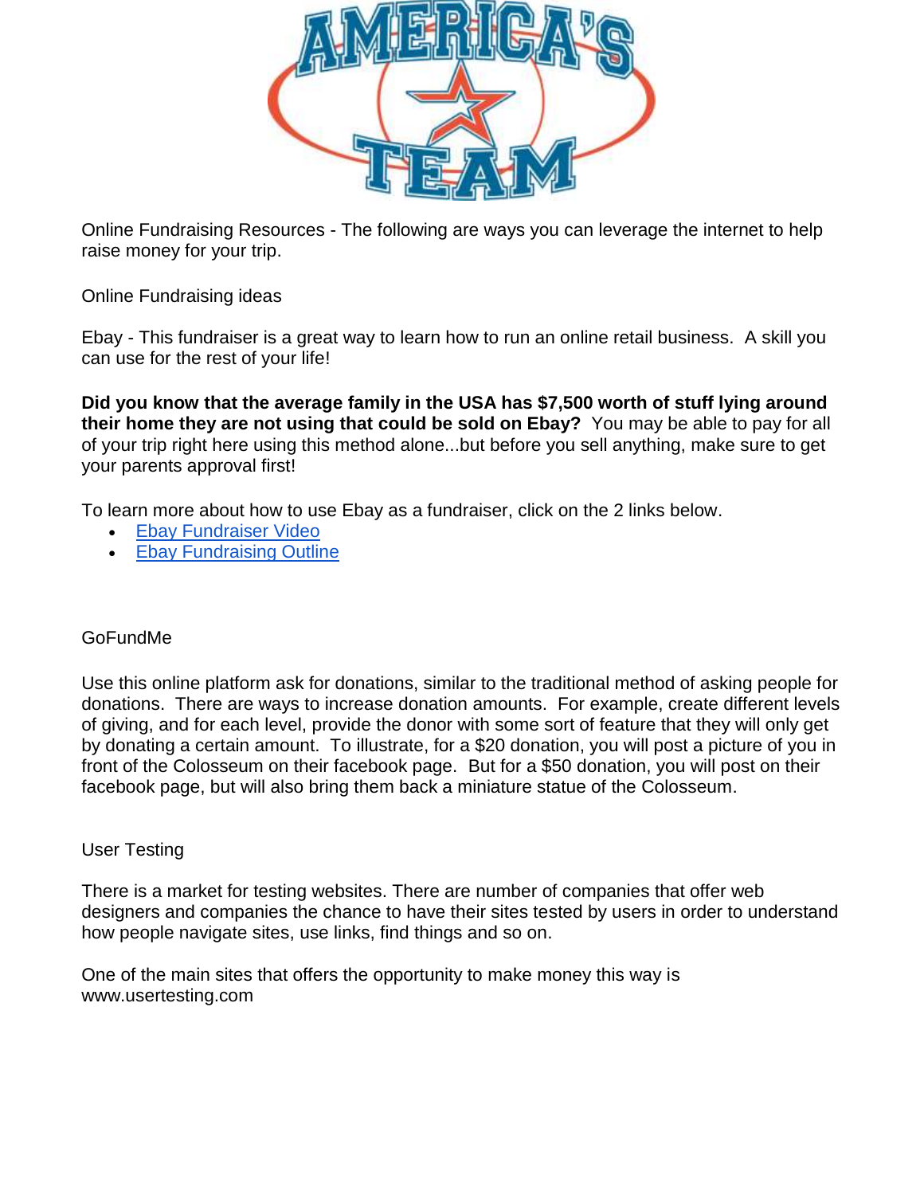Online Fundraising Resources - The following are ways you can leverage the internet to help raise money for your trip.

Online Fundraising ideas

Ebay - This fundraiser is a great way to learn how to run an online retail business. A skill you can use for the rest of your life!

**Did you know that the average family in the USA has $7,500 worth of stuff lying around their home they are not using that could be sold on Ebay?** You may be able to pay for all of your trip right here using this method alone...but before you sell anything, make sure to get your parents approval first!

To learn more about how to use Ebay as a fundraiser, click on the 2 links below.

- Ebay Fundraiser Video
- Ebay Fundraising Outline

GoFundMe

Use this online platform ask for donations, similar to the traditional method of asking people for donations. There are ways to increase donation amounts. For example, create different levels of giving, and for each level, provide the donor with some sort of feature that they will only get by donating a certain amount. To illustrate, for a $20 donation, you will post a picture of you in front of the Colosseum on their facebook page. But for a $50 donation, you will post on their facebook page, but will also bring them back a miniature statue of the Colosseum.

User Testing

There is a market for testing websites. There are number of companies that offer web designers and companies the chance to have their sites tested by users in order to understand how people navigate sites, use links, find things and so on.

One of the main sites that offers the opportunity to make money this way is www.usertesting.com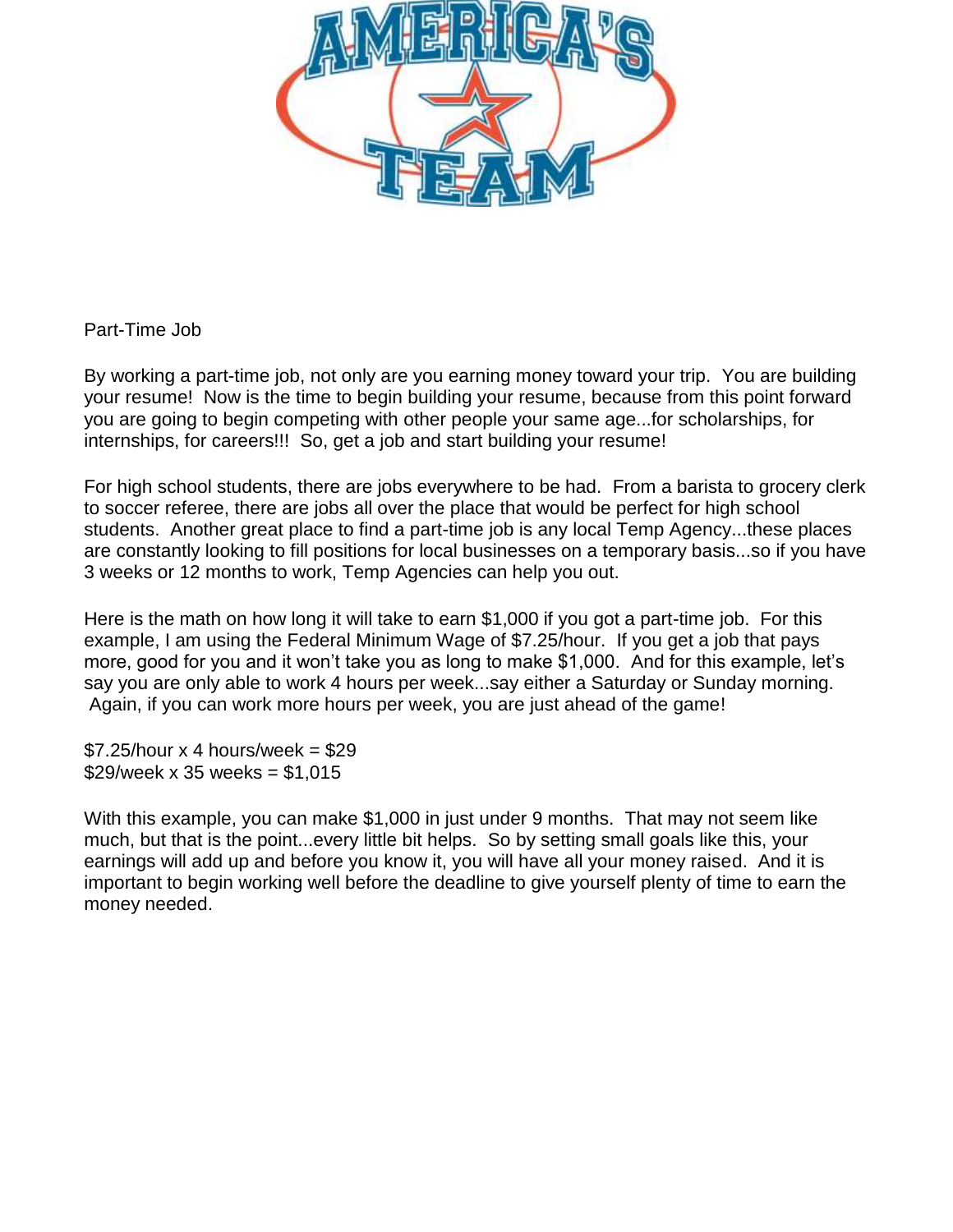# Part-Time Job

By working a part-time job, not only are you earning money toward your trip. You are building your resume! Now is the time to begin building your resume, because from this point forward you are going to begin competing with other people your same age...for scholarships, for internships, for careers!!! So, get a job and start building your resume!

For high school students, there are jobs everywhere to be had. From a barista to grocery clerk to soccer referee, there are jobs all over the place that would be perfect for high school students. Another great place to find a part-time job is any local Temp Agency...these places are constantly looking to fill positions for local businesses on a temporary basis...so if you have 3 weeks or 12 months to work, Temp Agencies can help you out.

Here is the math on how long it will take to earn $1,000 if you got a part-time job. For this example, I am using the Federal Minimum Wage of $7.25/hour. If you get a job that pays more, good for you and it won't take you as long to make $1,000. And for this example, let's say you are only able to work 4 hours per week...say either a Saturday or Sunday morning. Again, if you can work more hours per week, you are just ahead of the game!

$7.25/hour x 4 hours/week = $29
$29/week x 35 weeks = $1,015

With this example, you can make $1,000 in just under 9 months. That may not seem like much, but that is the point...every little bit helps. So by setting small goals like this, your earnings will add up and before you know it, you will have all your money raised. And it is important to begin working well before the deadline to give yourself plenty of time to earn the money needed.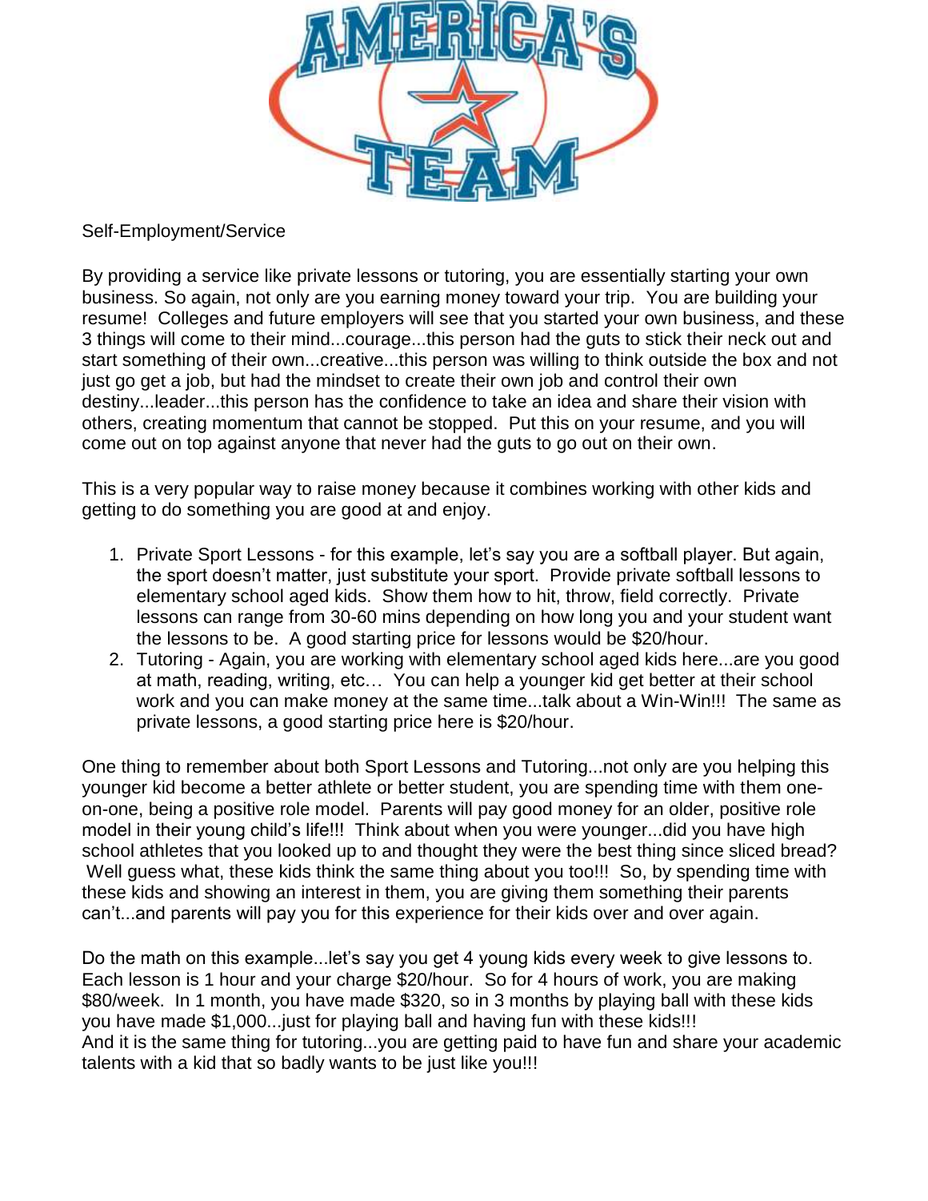Self-Employment/Service

By providing a service like private lessons or tutoring, you are essentially starting your own business. So again, not only are you earning money toward your trip. You are building your resume! Colleges and future employers will see that you started your own business, and these 3 things will come to their mind...courage...this person had the guts to stick their neck out and start something of their own...creative...this person was willing to think outside the box and not just go get a job, but had the mindset to create their own job and control their own destiny...leader...this person has the confidence to take an idea and share their vision with others, creating momentum that cannot be stopped. Put this on your resume, and you will come out on top against anyone that never had the guts to go out on their own.

This is a very popular way to raise money because it combines working with other kids and getting to do something you are good at and enjoy.

1. Private Sport Lessons - for this example, let's say you are a softball player. But again, the sport doesn't matter, just substitute your sport. Provide private softball lessons to elementary school aged kids. Show them how to hit, throw, field correctly. Private lessons can range from 30-60 mins depending on how long you and your student want the lessons to be. A good starting price for lessons would be $20/hour.
2. Tutoring - Again, you are working with elementary school aged kids here...are you good at math, reading, writing, etc… You can help a younger kid get better at their school work and you can make money at the same time...talk about a Win-Win!!! The same as private lessons, a good starting price here is $20/hour.

One thing to remember about both Sport Lessons and Tutoring...not only are you helping this younger kid become a better athlete or better student, you are spending time with them one-on-one, being a positive role model. Parents will pay good money for an older, positive role model in their young child's life!!! Think about when you were younger...did you have high school athletes that you looked up to and thought they were the best thing since sliced bread? Well guess what, these kids think the same thing about you too!!! So, by spending time with these kids and showing an interest in them, you are giving them something their parents can't...and parents will pay you for this experience for their kids over and over again.

Do the math on this example...let's say you get 4 young kids every week to give lessons to. Each lesson is 1 hour and your charge $20/hour. So for 4 hours of work, you are making $80/week. In 1 month, you have made $320, so in 3 months by playing ball with these kids you have made $1,000...just for playing ball and having fun with these kids!!!
And it is the same thing for tutoring...you are getting paid to have fun and share your academic talents with a kid that so badly wants to be just like you!!!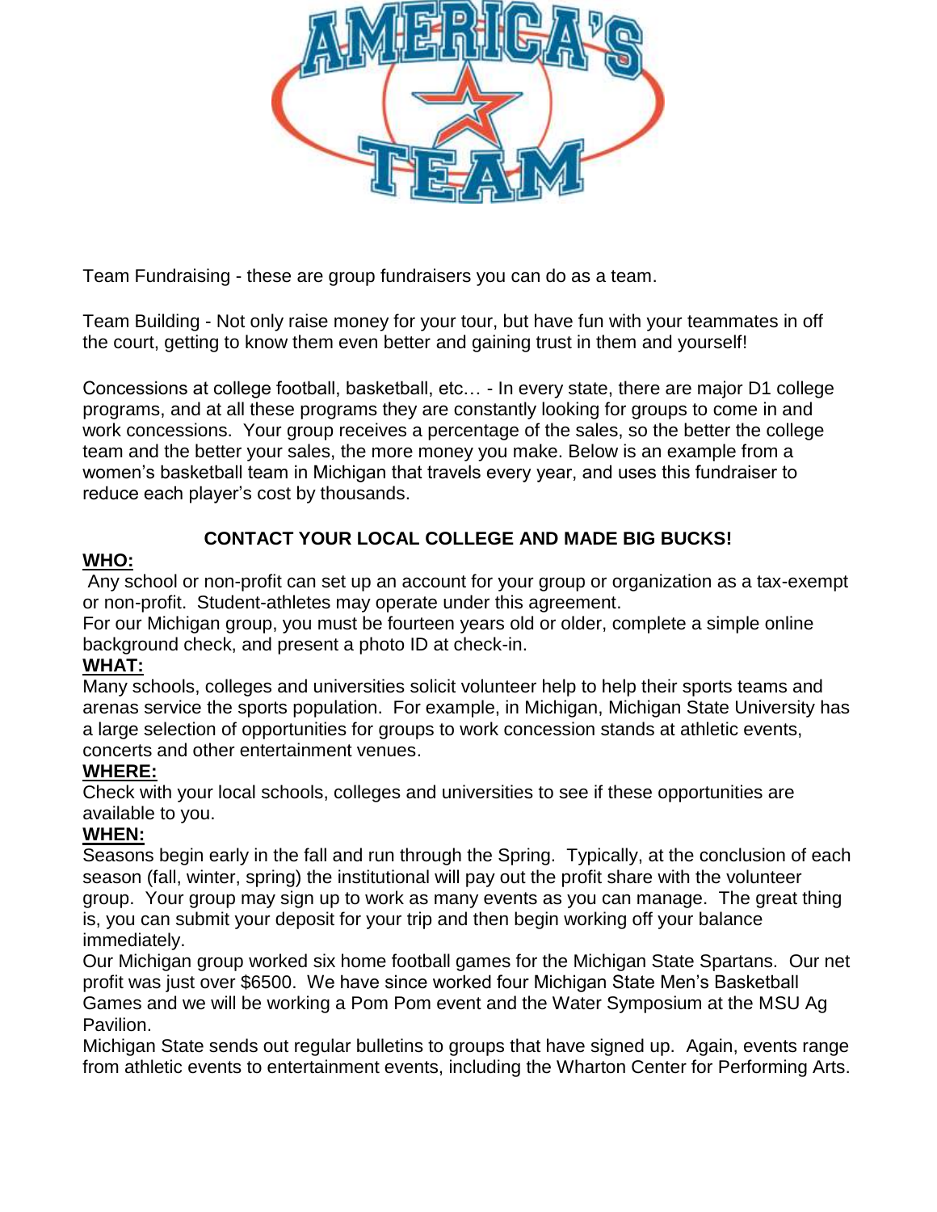Team Fundraising - these are group fundraisers you can do as a team.

Team Building - Not only raise money for your tour, but have fun with your teammates in off the court, getting to know them even better and gaining trust in them and yourself!

Concessions at college football, basketball, etc… - In every state, there are major D1 college programs, and at all these programs they are constantly looking for groups to come in and work concessions. Your group receives a percentage of the sales, so the better the college team and the better your sales, the more money you make. Below is an example from a women's basketball team in Michigan that travels every year, and uses this fundraiser to reduce each player's cost by thousands.

**CONTACT YOUR LOCAL COLLEGE AND MADE BIG BUCKS!**

**WHO:**

Any school or non-profit can set up an account for your group or organization as a tax-exempt or non-profit. Student-athletes may operate under this agreement.

For our Michigan group, you must be fourteen years old or older, complete a simple online background check, and present a photo ID at check-in.

**WHAT:**

Many schools, colleges and universities solicit volunteer help to help their sports teams and arenas service the sports population. For example, in Michigan, Michigan State University has a large selection of opportunities for groups to work concession stands at athletic events, concerts and other entertainment venues.

**WHERE:**

Check with your local schools, colleges and universities to see if these opportunities are available to you.

**WHEN:**

Seasons begin early in the fall and run through the Spring. Typically, at the conclusion of each season (fall, winter, spring) the institutional will pay out the profit share with the volunteer group. Your group may sign up to work as many events as you can manage. The great thing is, you can submit your deposit for your trip and then begin working off your balance immediately.

Our Michigan group worked six home football games for the Michigan State Spartans. Our net profit was just over $6500. We have since worked four Michigan State Men's Basketball Games and we will be working a Pom Pom event and the Water Symposium at the MSU Ag Pavilion.

Michigan State sends out regular bulletins to groups that have signed up. Again, events range from athletic events to entertainment events, including the Wharton Center for Performing Arts.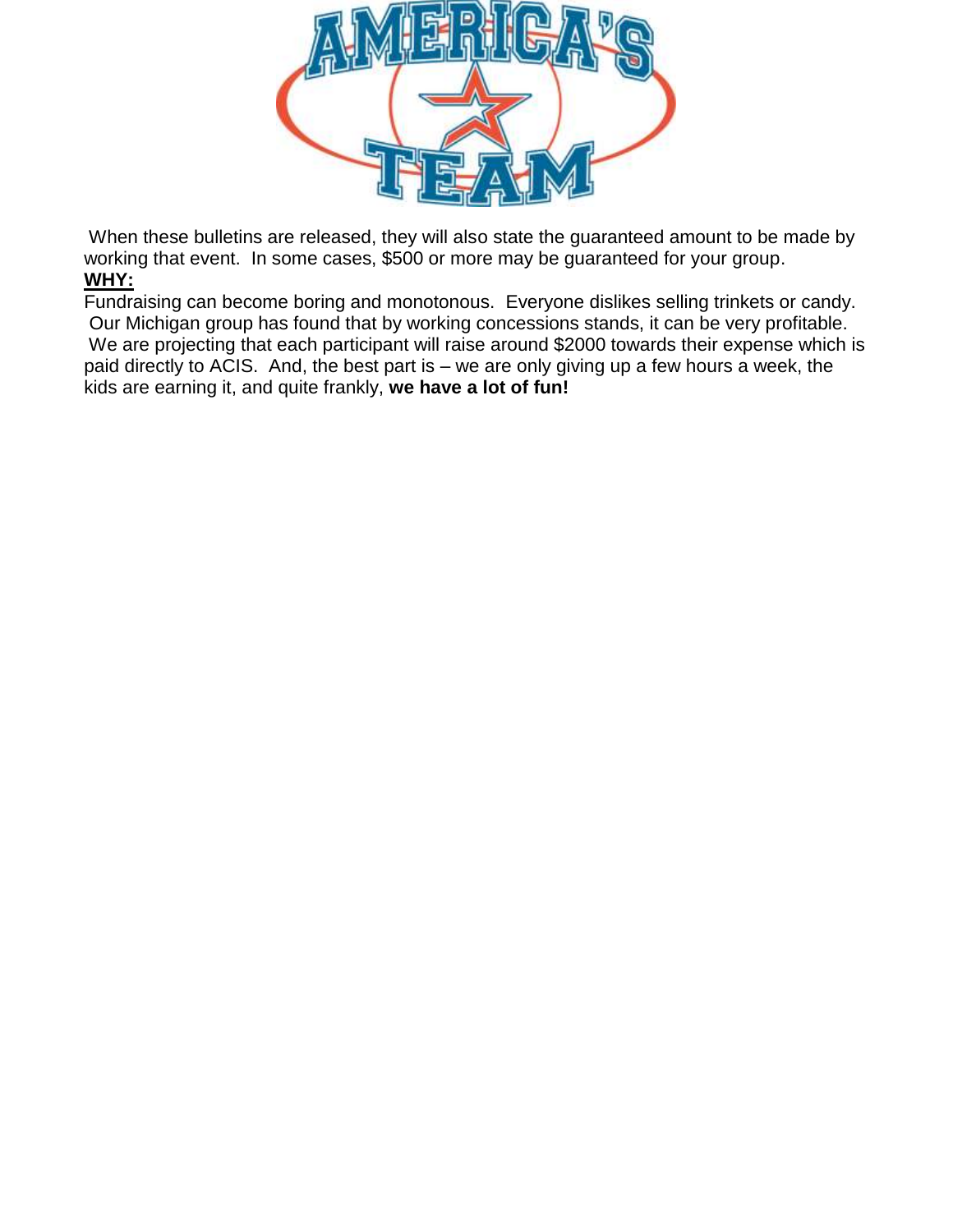When these bulletins are released, they will also state the guaranteed amount to be made by working that event. In some cases, $500 or more may be guaranteed for your group.

**WHY:**

Fundraising can become boring and monotonous. Everyone dislikes selling trinkets or candy. Our Michigan group has found that by working concessions stands, it can be very profitable. We are projecting that each participant will raise around $2000 towards their expense which is paid directly to ACIS. And, the best part is – we are only giving up a few hours a week, the kids are earning it, and quite frankly, **we have a lot of fun!**